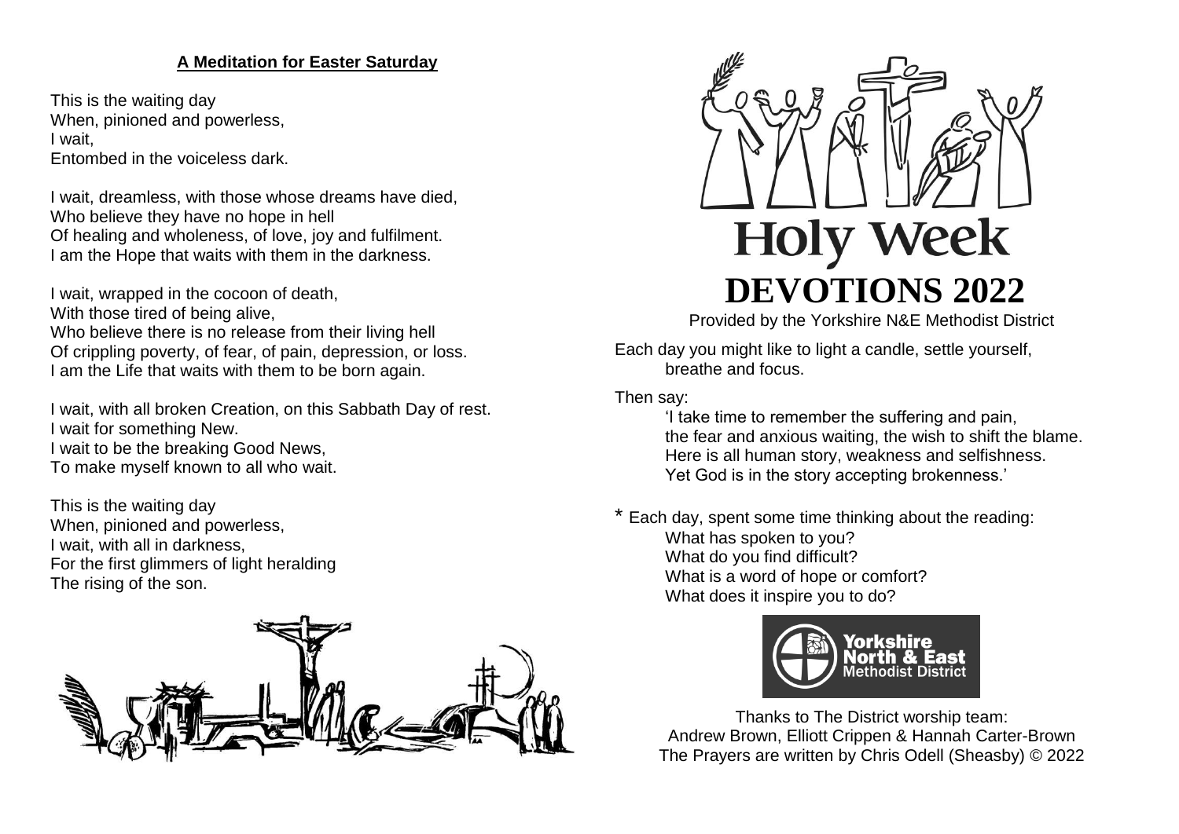## A Meditation for Easter Saturday

This is the waiting day
When, pinioned and powerless,
I wait,
Entombed in the voiceless dark.

I wait, dreamless, with those whose dreams have died,
Who believe they have no hope in hell
Of healing and wholeness, of love, joy and fulfilment.
I am the Hope that waits with them in the darkness.

I wait, wrapped in the cocoon of death,
With those tired of being alive,
Who believe there is no release from their living hell
Of crippling poverty, of fear, of pain, depression, or loss.
I am the Life that waits with them to be born again.

I wait, with all broken Creation, on this Sabbath Day of rest.
I wait for something New.
I wait to be the breaking Good News,
To make myself known to all who wait.

This is the waiting day
When, pinioned and powerless,
I wait, with all in darkness,
For the first glimmers of light heralding
The rising of the son.

# Holy Week
# DEVOTIONS 2022

Provided by the Yorkshire N&E Methodist District

Each day you might like to light a candle, settle yourself, breathe and focus.

Then say:

> 'I take time to remember the suffering and pain,
> the fear and anxious waiting, the wish to shift the blame.
> Here is all human story, weakness and selfishness.
> Yet God is in the story accepting brokenness.'

* Each day, spent some time thinking about the reading:
  - What has spoken to you?
  - What do you find difficult?
  - What is a word of hope or comfort?
  - What does it inspire you to do?

Yorkshire North & East Methodist District

Thanks to The District worship team:
Andrew Brown, Elliott Crippen & Hannah Carter-Brown
The Prayers are written by Chris Odell (Sheasby) © 2022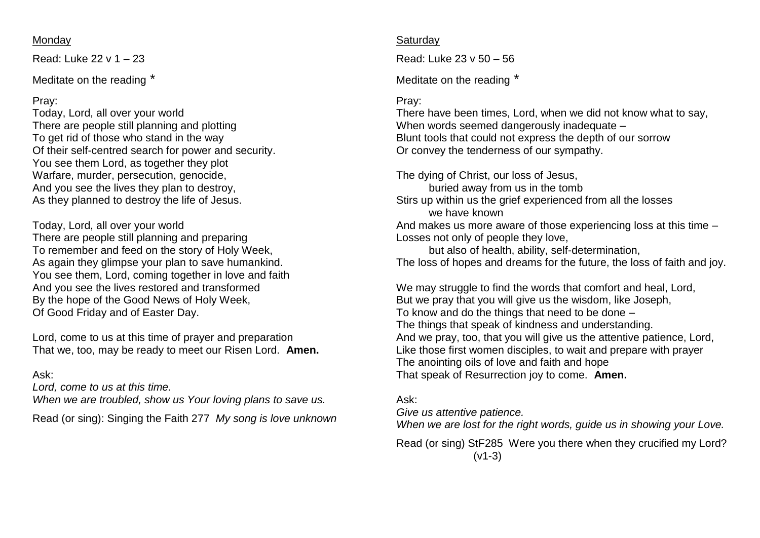Monday

Read: Luke 22 v 1 – 23

Meditate on the reading *

Pray:
Today, Lord, all over your world
There are people still planning and plotting
To get rid of those who stand in the way
Of their self-centred search for power and security.
You see them Lord, as together they plot
Warfare, murder, persecution, genocide,
And you see the lives they plan to destroy,
As they planned to destroy the life of Jesus.

Today, Lord, all over your world
There are people still planning and preparing
To remember and feed on the story of Holy Week,
As again they glimpse your plan to save humankind.
You see them, Lord, coming together in love and faith
And you see the lives restored and transformed
By the hope of the Good News of Holy Week,
Of Good Friday and of Easter Day.

Lord, come to us at this time of prayer and preparation
That we, too, may be ready to meet our Risen Lord. **Amen.**

Ask:
*Lord, come to us at this time.*
*When we are troubled, show us Your loving plans to save us.*

Read (or sing): Singing the Faith 277 *My song is love unknown*

Saturday

Read: Luke 23 v 50 – 56

Meditate on the reading *

Pray:
There have been times, Lord, when we did not know what to say,
When words seemed dangerously inadequate –
Blunt tools that could not express the depth of our sorrow
Or convey the tenderness of our sympathy.

The dying of Christ, our loss of Jesus,
 buried away from us in the tomb
Stirs up within us the grief experienced from all the losses
 we have known
And makes us more aware of those experiencing loss at this time –
Losses not only of people they love,
 but also of health, ability, self-determination,
The loss of hopes and dreams for the future, the loss of faith and joy.

We may struggle to find the words that comfort and heal, Lord,
But we pray that you will give us the wisdom, like Joseph,
To know and do the things that need to be done –
The things that speak of kindness and understanding.
And we pray, too, that you will give us the attentive patience, Lord,
Like those first women disciples, to wait and prepare with prayer
The anointing oils of love and faith and hope
That speak of Resurrection joy to come. **Amen.**

Ask:
*Give us attentive patience.*
*When we are lost for the right words, guide us in showing your Love.*

Read (or sing) StF285 Were you there when they crucified my Lord? (v1-3)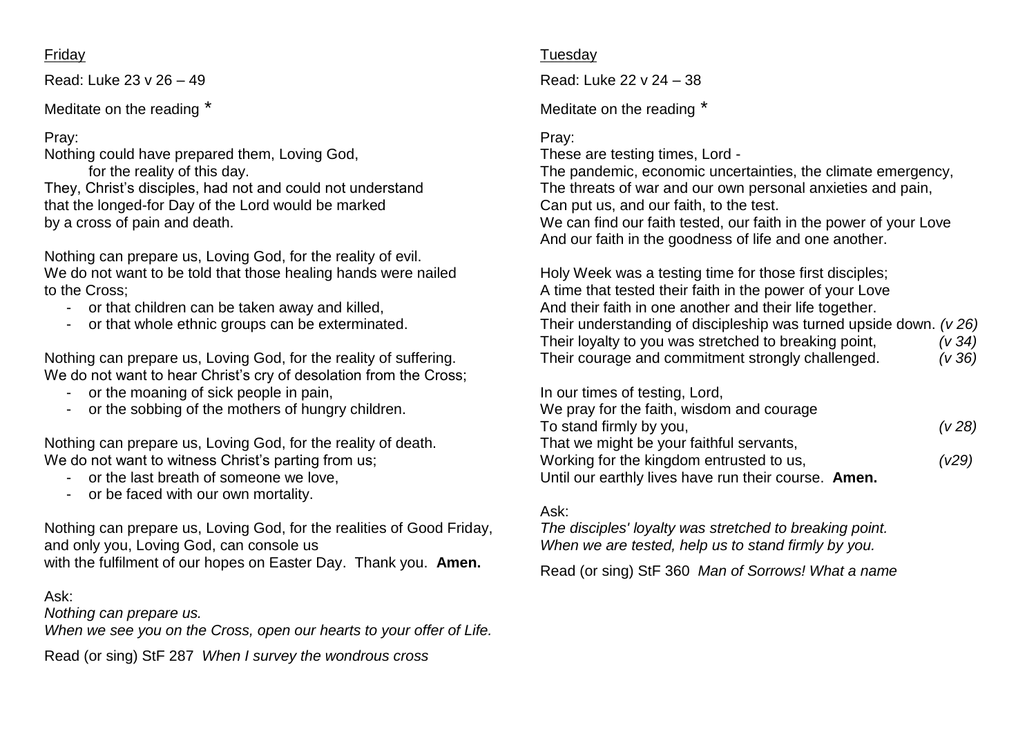Friday

Read: Luke 23 v 26 – 49

Meditate on the reading *

Pray:

Nothing could have prepared them, Loving God,
for the reality of this day.
They, Christ's disciples, had not and could not understand
that the longed-for Day of the Lord would be marked
by a cross of pain and death.

Nothing can prepare us, Loving God, for the reality of evil.
We do not want to be told that those healing hands were nailed to the Cross;

- or that children can be taken away and killed,
- or that whole ethnic groups can be exterminated.

Nothing can prepare us, Loving God, for the reality of suffering.
We do not want to hear Christ's cry of desolation from the Cross;

- or the moaning of sick people in pain,
- or the sobbing of the mothers of hungry children.

Nothing can prepare us, Loving God, for the reality of death.
We do not want to witness Christ's parting from us;

- or the last breath of someone we love,
- or be faced with our own mortality.

Nothing can prepare us, Loving God, for the realities of Good Friday,
and only you, Loving God, can console us
with the fulfilment of our hopes on Easter Day. Thank you. **Amen.**

Ask:

*Nothing can prepare us.*
*When we see you on the Cross, open our hearts to your offer of Life.*

Read (or sing) StF 287 *When I survey the wondrous cross*

Tuesday

Read: Luke 22 v 24 – 38

Meditate on the reading *

Pray:

These are testing times, Lord -
The pandemic, economic uncertainties, the climate emergency,
The threats of war and our own personal anxieties and pain,
Can put us, and our faith, to the test.
We can find our faith tested, our faith in the power of your Love
And our faith in the goodness of life and one another.

Holy Week was a testing time for those first disciples;
A time that tested their faith in the power of your Love
And their faith in one another and their life together.
Their understanding of discipleship was turned upside down. *(v 26)*
Their loyalty to you was stretched to breaking point, *(v 34)*
Their courage and commitment strongly challenged. *(v 36)*

In our times of testing, Lord,
We pray for the faith, wisdom and courage
To stand firmly by you, *(v 28)*
That we might be your faithful servants,
Working for the kingdom entrusted to us, *(v29)*
Until our earthly lives have run their course. **Amen.**

Ask:

*The disciples' loyalty was stretched to breaking point.*
*When we are tested, help us to stand firmly by you.*

Read (or sing) StF 360 *Man of Sorrows! What a name*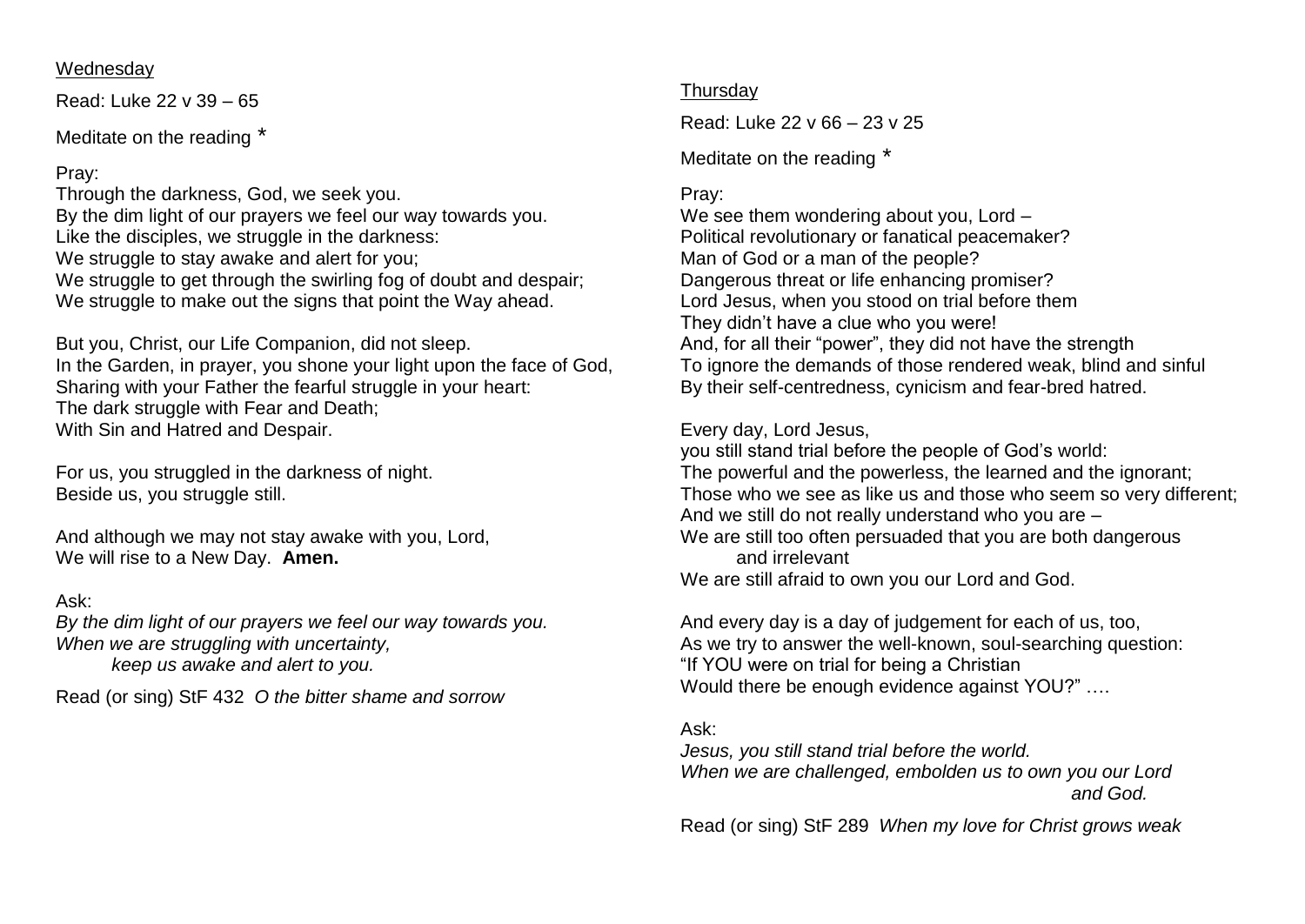Wednesday

Read: Luke 22 v 39 – 65

Meditate on the reading *

Pray:
Through the darkness, God, we seek you.
By the dim light of our prayers we feel our way towards you.
Like the disciples, we struggle in the darkness:
We struggle to stay awake and alert for you;
We struggle to get through the swirling fog of doubt and despair;
We struggle to make out the signs that point the Way ahead.

But you, Christ, our Life Companion, did not sleep.
In the Garden, in prayer, you shone your light upon the face of God,
Sharing with your Father the fearful struggle in your heart:
The dark struggle with Fear and Death;
With Sin and Hatred and Despair.

For us, you struggled in the darkness of night.
Beside us, you struggle still.

And although we may not stay awake with you, Lord,
We will rise to a New Day. **Amen.**

Ask:
*By the dim light of our prayers we feel our way towards you.*
*When we are struggling with uncertainty,*
*keep us awake and alert to you.*

Read (or sing) StF 432 *O the bitter shame and sorrow*

Thursday

Read: Luke 22 v 66 – 23 v 25

Meditate on the reading *

Pray:
We see them wondering about you, Lord –
Political revolutionary or fanatical peacemaker?
Man of God or a man of the people?
Dangerous threat or life enhancing promiser?
Lord Jesus, when you stood on trial before them
They didn't have a clue who you were!
And, for all their "power", they did not have the strength
To ignore the demands of those rendered weak, blind and sinful
By their self-centredness, cynicism and fear-bred hatred.

Every day, Lord Jesus,
you still stand trial before the people of God's world:
The powerful and the powerless, the learned and the ignorant;
Those who we see as like us and those who seem so very different;
And we still do not really understand who you are –
We are still too often persuaded that you are both dangerous and irrelevant
We are still afraid to own you our Lord and God.

And every day is a day of judgement for each of us, too,
As we try to answer the well-known, soul-searching question:
"If YOU were on trial for being a Christian
Would there be enough evidence against YOU?" ….

Ask:
*Jesus, you still stand trial before the world.*
*When we are challenged, embolden us to own you our Lord and God.*

Read (or sing) StF 289 *When my love for Christ grows weak*